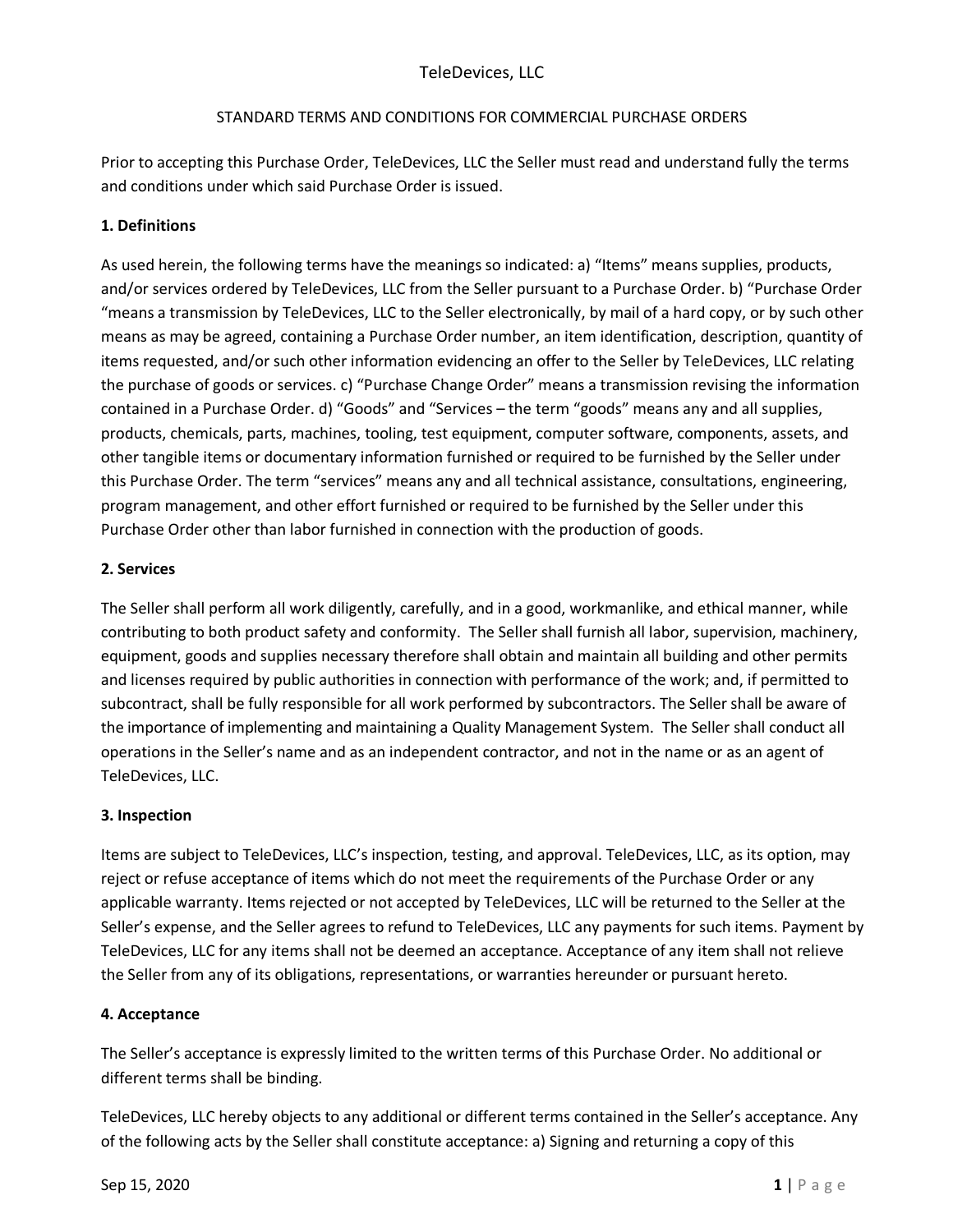TeleDevices, LLC

STANDARD TERMS AND CONDITIONS FOR COMMERCIAL PURCHASE ORDERS

Prior to accepting this Purchase Order, TeleDevices, LLC the Seller must read and understand fully the terms and conditions under which said Purchase Order is issued.

**1. Definitions**

As used herein, the following terms have the meanings so indicated: a) "Items" means supplies, products, and/or services ordered by TeleDevices, LLC from the Seller pursuant to a Purchase Order. b) "Purchase Order "means a transmission by TeleDevices, LLC to the Seller electronically, by mail of a hard copy, or by such other means as may be agreed, containing a Purchase Order number, an item identification, description, quantity of items requested, and/or such other information evidencing an offer to the Seller by TeleDevices, LLC relating the purchase of goods or services. c) "Purchase Change Order" means a transmission revising the information contained in a Purchase Order. d) "Goods" and "Services – the term "goods" means any and all supplies, products, chemicals, parts, machines, tooling, test equipment, computer software, components, assets, and other tangible items or documentary information furnished or required to be furnished by the Seller under this Purchase Order. The term "services" means any and all technical assistance, consultations, engineering, program management, and other effort furnished or required to be furnished by the Seller under this Purchase Order other than labor furnished in connection with the production of goods.

**2. Services**

The Seller shall perform all work diligently, carefully, and in a good, workmanlike, and ethical manner, while contributing to both product safety and conformity. The Seller shall furnish all labor, supervision, machinery, equipment, goods and supplies necessary therefore shall obtain and maintain all building and other permits and licenses required by public authorities in connection with performance of the work; and, if permitted to subcontract, shall be fully responsible for all work performed by subcontractors. The Seller shall be aware of the importance of implementing and maintaining a Quality Management System. The Seller shall conduct all operations in the Seller's name and as an independent contractor, and not in the name or as an agent of TeleDevices, LLC.

**3. Inspection**

Items are subject to TeleDevices, LLC's inspection, testing, and approval. TeleDevices, LLC, as its option, may reject or refuse acceptance of items which do not meet the requirements of the Purchase Order or any applicable warranty. Items rejected or not accepted by TeleDevices, LLC will be returned to the Seller at the Seller's expense, and the Seller agrees to refund to TeleDevices, LLC any payments for such items. Payment by TeleDevices, LLC for any items shall not be deemed an acceptance. Acceptance of any item shall not relieve the Seller from any of its obligations, representations, or warranties hereunder or pursuant hereto.

**4. Acceptance**

The Seller's acceptance is expressly limited to the written terms of this Purchase Order. No additional or different terms shall be binding.

TeleDevices, LLC hereby objects to any additional or different terms contained in the Seller's acceptance. Any of the following acts by the Seller shall constitute acceptance: a) Signing and returning a copy of this

Sep 15, 2020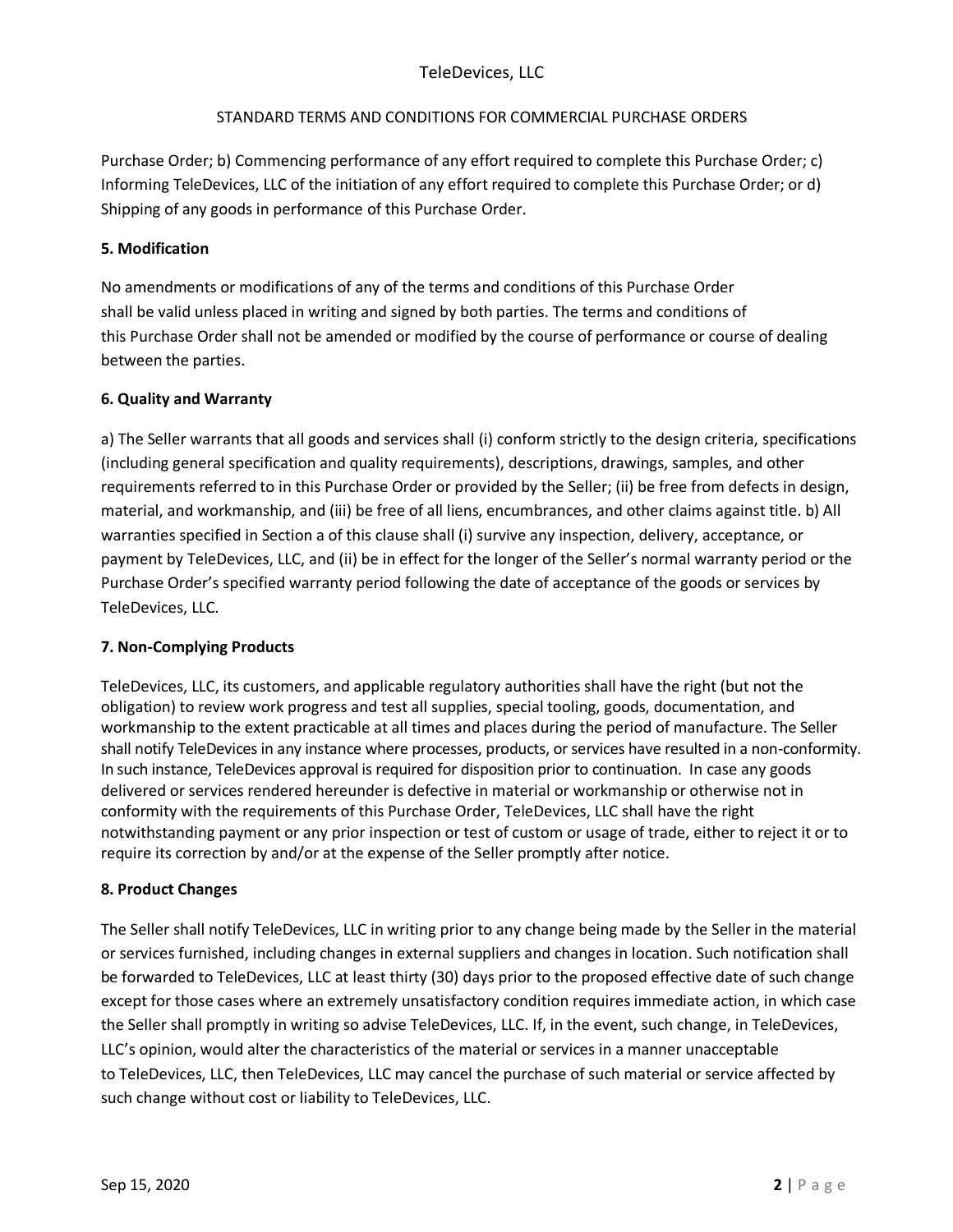Purchase Order; b) Commencing performance of any effort required to complete this Purchase Order; c) Informing TeleDevices, LLC of the initiation of any effort required to complete this Purchase Order; or d) Shipping of any goods in performance of this Purchase Order.

**5. Modification**

No amendments or modifications of any of the terms and conditions of this Purchase Order shall be valid unless placed in writing and signed by both parties. The terms and conditions of this Purchase Order shall not be amended or modified by the course of performance or course of dealing between the parties.

**6. Quality and Warranty**

a) The Seller warrants that all goods and services shall (i) conform strictly to the design criteria, specifications (including general specification and quality requirements), descriptions, drawings, samples, and other requirements referred to in this Purchase Order or provided by the Seller; (ii) be free from defects in design, material, and workmanship, and (iii) be free of all liens, encumbrances, and other claims against title. b) All warranties specified in Section a of this clause shall (i) survive any inspection, delivery, acceptance, or payment by TeleDevices, LLC, and (ii) be in effect for the longer of the Seller's normal warranty period or the Purchase Order's specified warranty period following the date of acceptance of the goods or services by TeleDevices, LLC.

**7. Non-Complying Products**

TeleDevices, LLC, its customers, and applicable regulatory authorities shall have the right (but not the obligation) to review work progress and test all supplies, special tooling, goods, documentation, and workmanship to the extent practicable at all times and places during the period of manufacture. The Seller shall notify TeleDevices in any instance where processes, products, or services have resulted in a non-conformity. In such instance, TeleDevices approval is required for disposition prior to continuation. In case any goods delivered or services rendered hereunder is defective in material or workmanship or otherwise not in conformity with the requirements of this Purchase Order, TeleDevices, LLC shall have the right notwithstanding payment or any prior inspection or test of custom or usage of trade, either to reject it or to require its correction by and/or at the expense of the Seller promptly after notice.

**8. Product Changes**

The Seller shall notify TeleDevices, LLC in writing prior to any change being made by the Seller in the material or services furnished, including changes in external suppliers and changes in location. Such notification shall be forwarded to TeleDevices, LLC at least thirty (30) days prior to the proposed effective date of such change except for those cases where an extremely unsatisfactory condition requires immediate action, in which case the Seller shall promptly in writing so advise TeleDevices, LLC. If, in the event, such change, in TeleDevices, LLC's opinion, would alter the characteristics of the material or services in a manner unacceptable to TeleDevices, LLC, then TeleDevices, LLC may cancel the purchase of such material or service affected by such change without cost or liability to TeleDevices, LLC.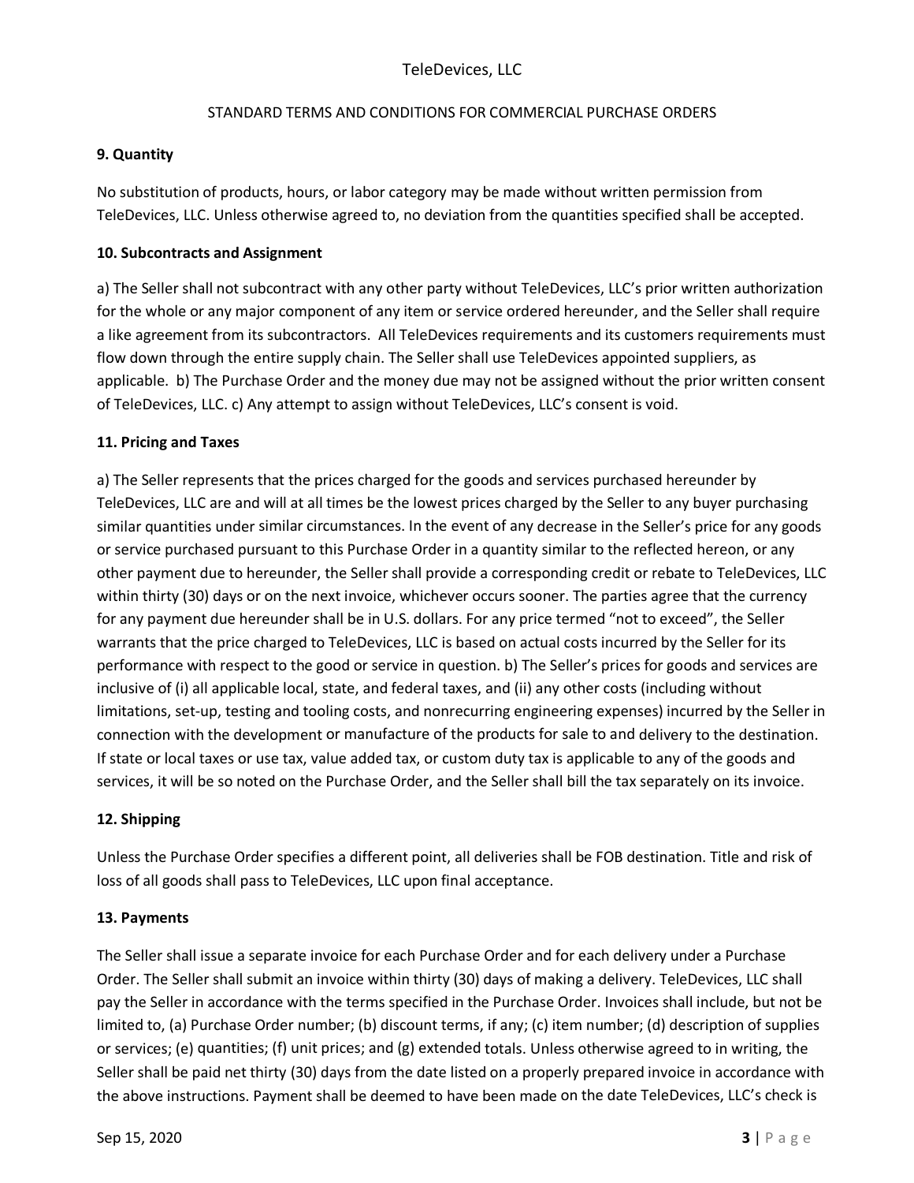### 9. Quantity

No substitution of products, hours, or labor category may be made without written permission from TeleDevices, LLC. Unless otherwise agreed to, no deviation from the quantities specified shall be accepted.

### 10. Subcontracts and Assignment

a) The Seller shall not subcontract with any other party without TeleDevices, LLC's prior written authorization for the whole or any major component of any item or service ordered hereunder, and the Seller shall require a like agreement from its subcontractors. All TeleDevices requirements and its customers requirements must flow down through the entire supply chain. The Seller shall use TeleDevices appointed suppliers, as applicable. b) The Purchase Order and the money due may not be assigned without the prior written consent of TeleDevices, LLC. c) Any attempt to assign without TeleDevices, LLC's consent is void.

### 11. Pricing and Taxes

a) The Seller represents that the prices charged for the goods and services purchased hereunder by TeleDevices, LLC are and will at all times be the lowest prices charged by the Seller to any buyer purchasing similar quantities under similar circumstances. In the event of any decrease in the Seller's price for any goods or service purchased pursuant to this Purchase Order in a quantity similar to the reflected hereon, or any other payment due to hereunder, the Seller shall provide a corresponding credit or rebate to TeleDevices, LLC within thirty (30) days or on the next invoice, whichever occurs sooner. The parties agree that the currency for any payment due hereunder shall be in U.S. dollars. For any price termed "not to exceed", the Seller warrants that the price charged to TeleDevices, LLC is based on actual costs incurred by the Seller for its performance with respect to the good or service in question. b) The Seller's prices for goods and services are inclusive of (i) all applicable local, state, and federal taxes, and (ii) any other costs (including without limitations, set-up, testing and tooling costs, and nonrecurring engineering expenses) incurred by the Seller in connection with the development or manufacture of the products for sale to and delivery to the destination. If state or local taxes or use tax, value added tax, or custom duty tax is applicable to any of the goods and services, it will be so noted on the Purchase Order, and the Seller shall bill the tax separately on its invoice.

### 12. Shipping

Unless the Purchase Order specifies a different point, all deliveries shall be FOB destination. Title and risk of loss of all goods shall pass to TeleDevices, LLC upon final acceptance.

### 13. Payments

The Seller shall issue a separate invoice for each Purchase Order and for each delivery under a Purchase Order. The Seller shall submit an invoice within thirty (30) days of making a delivery. TeleDevices, LLC shall pay the Seller in accordance with the terms specified in the Purchase Order. Invoices shall include, but not be limited to, (a) Purchase Order number; (b) discount terms, if any; (c) item number; (d) description of supplies or services; (e) quantities; (f) unit prices; and (g) extended totals. Unless otherwise agreed to in writing, the Seller shall be paid net thirty (30) days from the date listed on a properly prepared invoice in accordance with the above instructions. Payment shall be deemed to have been made on the date TeleDevices, LLC's check is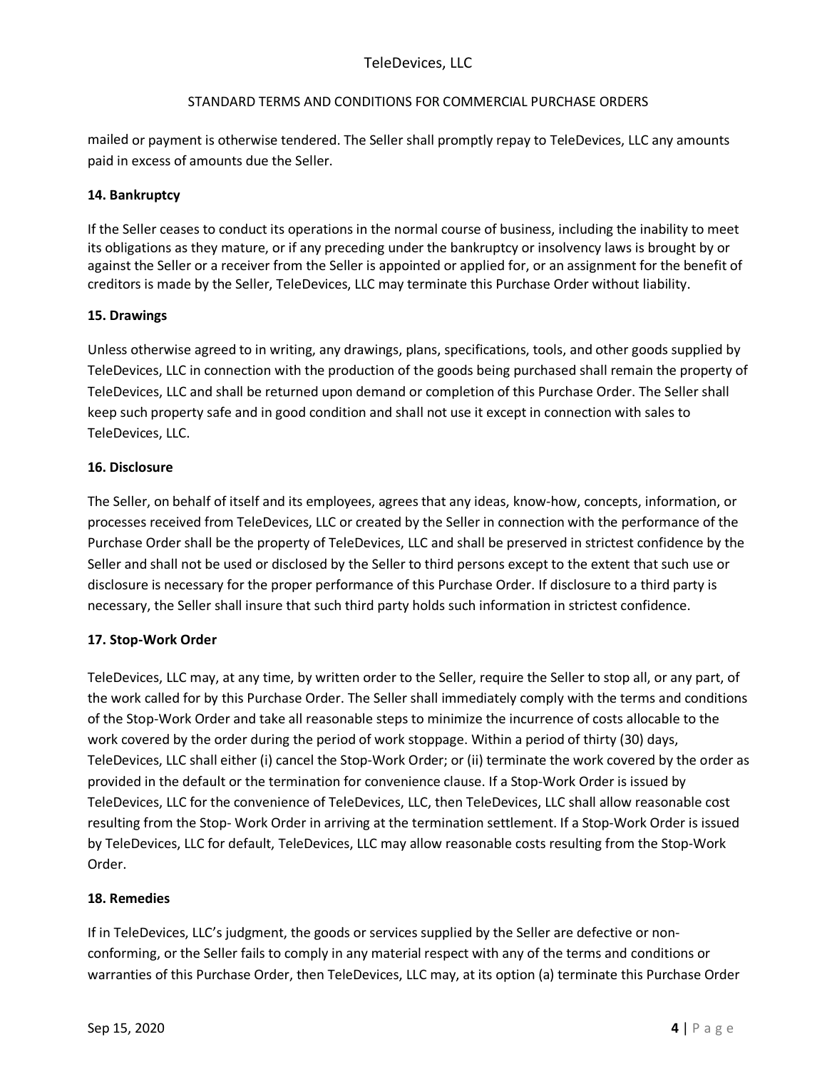mailed or payment is otherwise tendered. The Seller shall promptly repay to TeleDevices, LLC any amounts paid in excess of amounts due the Seller.

**14. Bankruptcy**

If the Seller ceases to conduct its operations in the normal course of business, including the inability to meet its obligations as they mature, or if any preceding under the bankruptcy or insolvency laws is brought by or against the Seller or a receiver from the Seller is appointed or applied for, or an assignment for the benefit of creditors is made by the Seller, TeleDevices, LLC may terminate this Purchase Order without liability.

**15. Drawings**

Unless otherwise agreed to in writing, any drawings, plans, specifications, tools, and other goods supplied by TeleDevices, LLC in connection with the production of the goods being purchased shall remain the property of TeleDevices, LLC and shall be returned upon demand or completion of this Purchase Order. The Seller shall keep such property safe and in good condition and shall not use it except in connection with sales to TeleDevices, LLC.

**16. Disclosure**

The Seller, on behalf of itself and its employees, agrees that any ideas, know-how, concepts, information, or processes received from TeleDevices, LLC or created by the Seller in connection with the performance of the Purchase Order shall be the property of TeleDevices, LLC and shall be preserved in strictest confidence by the Seller and shall not be used or disclosed by the Seller to third persons except to the extent that such use or disclosure is necessary for the proper performance of this Purchase Order. If disclosure to a third party is necessary, the Seller shall insure that such third party holds such information in strictest confidence.

**17. Stop-Work Order**

TeleDevices, LLC may, at any time, by written order to the Seller, require the Seller to stop all, or any part, of the work called for by this Purchase Order. The Seller shall immediately comply with the terms and conditions of the Stop-Work Order and take all reasonable steps to minimize the incurrence of costs allocable to the work covered by the order during the period of work stoppage. Within a period of thirty (30) days, TeleDevices, LLC shall either (i) cancel the Stop-Work Order; or (ii) terminate the work covered by the order as provided in the default or the termination for convenience clause. If a Stop-Work Order is issued by TeleDevices, LLC for the convenience of TeleDevices, LLC, then TeleDevices, LLC shall allow reasonable cost resulting from the Stop- Work Order in arriving at the termination settlement. If a Stop-Work Order is issued by TeleDevices, LLC for default, TeleDevices, LLC may allow reasonable costs resulting from the Stop-Work Order.

**18. Remedies**

If in TeleDevices, LLC's judgment, the goods or services supplied by the Seller are defective or non-conforming, or the Seller fails to comply in any material respect with any of the terms and conditions or warranties of this Purchase Order, then TeleDevices, LLC may, at its option (a) terminate this Purchase Order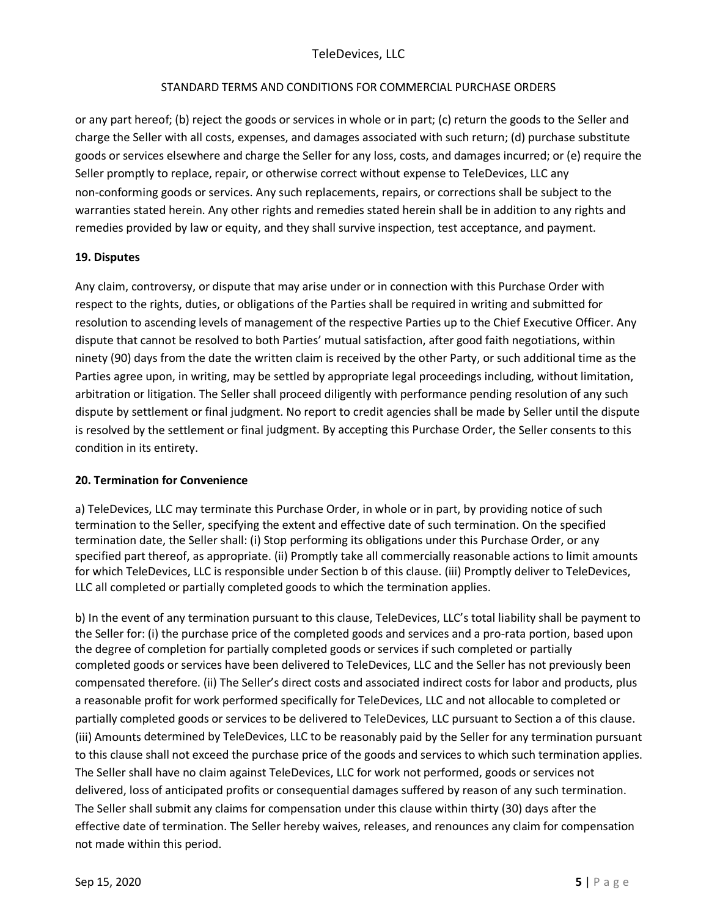or any part hereof; (b) reject the goods or services in whole or in part; (c) return the goods to the Seller and charge the Seller with all costs, expenses, and damages associated with such return; (d) purchase substitute goods or services elsewhere and charge the Seller for any loss, costs, and damages incurred; or (e) require the Seller promptly to replace, repair, or otherwise correct without expense to TeleDevices, LLC any non-conforming goods or services. Any such replacements, repairs, or corrections shall be subject to the warranties stated herein. Any other rights and remedies stated herein shall be in addition to any rights and remedies provided by law or equity, and they shall survive inspection, test acceptance, and payment.

**19. Disputes**

Any claim, controversy, or dispute that may arise under or in connection with this Purchase Order with respect to the rights, duties, or obligations of the Parties shall be required in writing and submitted for resolution to ascending levels of management of the respective Parties up to the Chief Executive Officer. Any dispute that cannot be resolved to both Parties' mutual satisfaction, after good faith negotiations, within ninety (90) days from the date the written claim is received by the other Party, or such additional time as the Parties agree upon, in writing, may be settled by appropriate legal proceedings including, without limitation, arbitration or litigation. The Seller shall proceed diligently with performance pending resolution of any such dispute by settlement or final judgment. No report to credit agencies shall be made by Seller until the dispute is resolved by the settlement or final judgment. By accepting this Purchase Order, the Seller consents to this condition in its entirety.

**20. Termination for Convenience**

a) TeleDevices, LLC may terminate this Purchase Order, in whole or in part, by providing notice of such termination to the Seller, specifying the extent and effective date of such termination. On the specified termination date, the Seller shall: (i) Stop performing its obligations under this Purchase Order, or any specified part thereof, as appropriate. (ii) Promptly take all commercially reasonable actions to limit amounts for which TeleDevices, LLC is responsible under Section b of this clause. (iii) Promptly deliver to TeleDevices, LLC all completed or partially completed goods to which the termination applies.

b) In the event of any termination pursuant to this clause, TeleDevices, LLC's total liability shall be payment to the Seller for: (i) the purchase price of the completed goods and services and a pro-rata portion, based upon the degree of completion for partially completed goods or services if such completed or partially completed goods or services have been delivered to TeleDevices, LLC and the Seller has not previously been compensated therefore. (ii) The Seller's direct costs and associated indirect costs for labor and products, plus a reasonable profit for work performed specifically for TeleDevices, LLC and not allocable to completed or partially completed goods or services to be delivered to TeleDevices, LLC pursuant to Section a of this clause. (iii) Amounts determined by TeleDevices, LLC to be reasonably paid by the Seller for any termination pursuant to this clause shall not exceed the purchase price of the goods and services to which such termination applies. The Seller shall have no claim against TeleDevices, LLC for work not performed, goods or services not delivered, loss of anticipated profits or consequential damages suffered by reason of any such termination. The Seller shall submit any claims for compensation under this clause within thirty (30) days after the effective date of termination. The Seller hereby waives, releases, and renounces any claim for compensation not made within this period.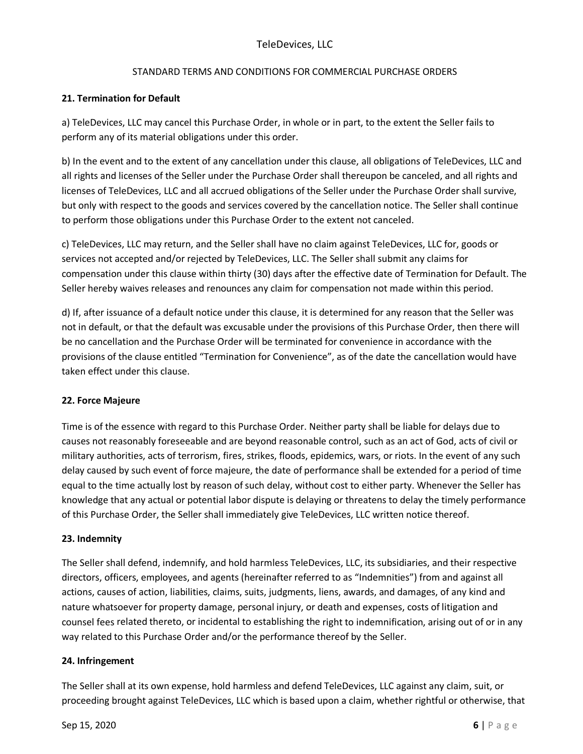#### 21. Termination for Default

a) TeleDevices, LLC may cancel this Purchase Order, in whole or in part, to the extent the Seller fails to perform any of its material obligations under this order.

b) In the event and to the extent of any cancellation under this clause, all obligations of TeleDevices, LLC and all rights and licenses of the Seller under the Purchase Order shall thereupon be canceled, and all rights and licenses of TeleDevices, LLC and all accrued obligations of the Seller under the Purchase Order shall survive, but only with respect to the goods and services covered by the cancellation notice. The Seller shall continue to perform those obligations under this Purchase Order to the extent not canceled.

c) TeleDevices, LLC may return, and the Seller shall have no claim against TeleDevices, LLC for, goods or services not accepted and/or rejected by TeleDevices, LLC. The Seller shall submit any claims for compensation under this clause within thirty (30) days after the effective date of Termination for Default. The Seller hereby waives releases and renounces any claim for compensation not made within this period.

d) If, after issuance of a default notice under this clause, it is determined for any reason that the Seller was not in default, or that the default was excusable under the provisions of this Purchase Order, then there will be no cancellation and the Purchase Order will be terminated for convenience in accordance with the provisions of the clause entitled "Termination for Convenience", as of the date the cancellation would have taken effect under this clause.

#### 22. Force Majeure

Time is of the essence with regard to this Purchase Order. Neither party shall be liable for delays due to causes not reasonably foreseeable and are beyond reasonable control, such as an act of God, acts of civil or military authorities, acts of terrorism, fires, strikes, floods, epidemics, wars, or riots. In the event of any such delay caused by such event of force majeure, the date of performance shall be extended for a period of time equal to the time actually lost by reason of such delay, without cost to either party. Whenever the Seller has knowledge that any actual or potential labor dispute is delaying or threatens to delay the timely performance of this Purchase Order, the Seller shall immediately give TeleDevices, LLC written notice thereof.

#### 23. Indemnity

The Seller shall defend, indemnify, and hold harmless TeleDevices, LLC, its subsidiaries, and their respective directors, officers, employees, and agents (hereinafter referred to as "Indemnities") from and against all actions, causes of action, liabilities, claims, suits, judgments, liens, awards, and damages, of any kind and nature whatsoever for property damage, personal injury, or death and expenses, costs of litigation and counsel fees related thereto, or incidental to establishing the right to indemnification, arising out of or in any way related to this Purchase Order and/or the performance thereof by the Seller.

#### 24. Infringement

The Seller shall at its own expense, hold harmless and defend TeleDevices, LLC against any claim, suit, or proceeding brought against TeleDevices, LLC which is based upon a claim, whether rightful or otherwise, that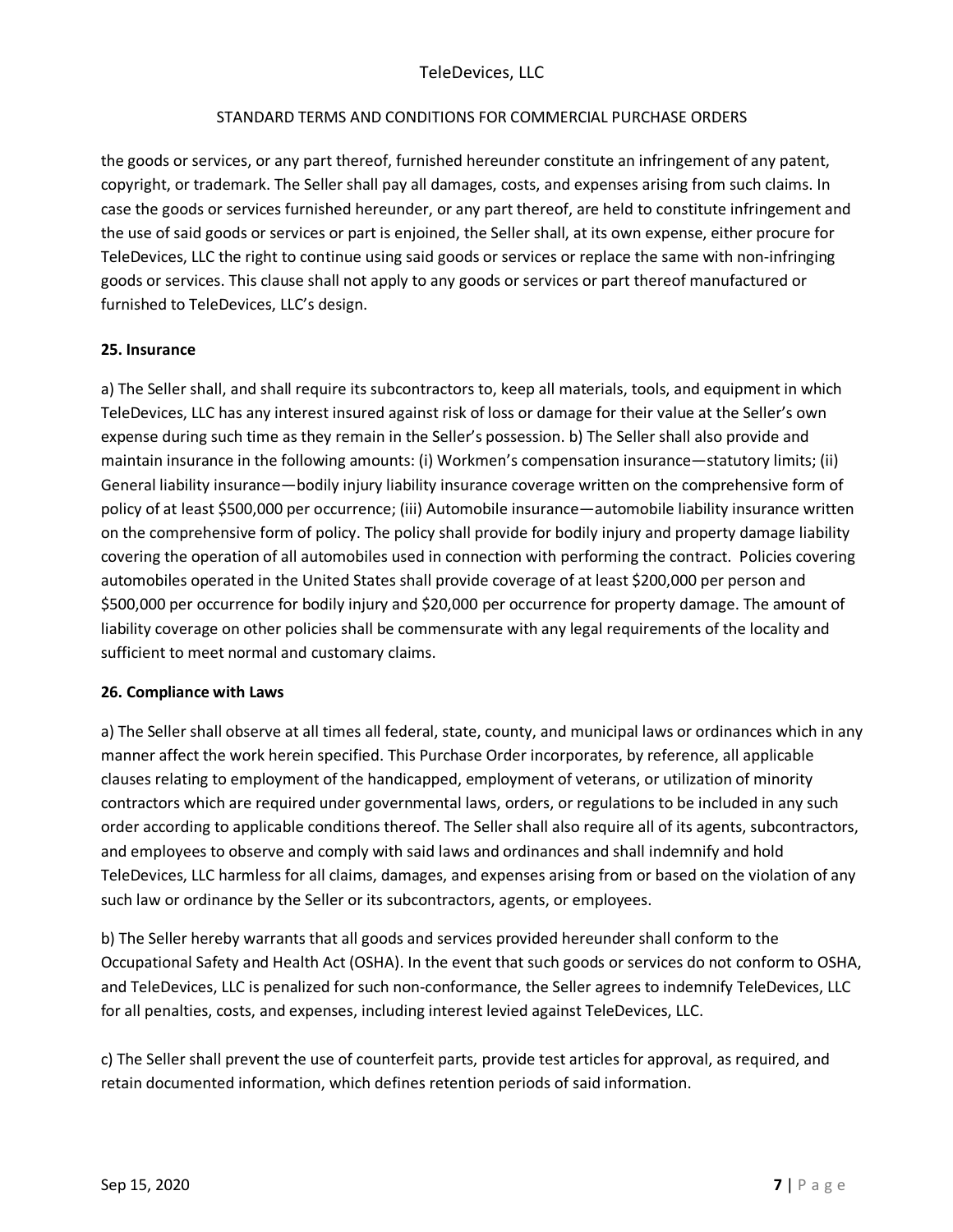the goods or services, or any part thereof, furnished hereunder constitute an infringement of any patent, copyright, or trademark. The Seller shall pay all damages, costs, and expenses arising from such claims. In case the goods or services furnished hereunder, or any part thereof, are held to constitute infringement and the use of said goods or services or part is enjoined, the Seller shall, at its own expense, either procure for TeleDevices, LLC the right to continue using said goods or services or replace the same with non-infringing goods or services. This clause shall not apply to any goods or services or part thereof manufactured or furnished to TeleDevices, LLC's design.

**25. Insurance**

a) The Seller shall, and shall require its subcontractors to, keep all materials, tools, and equipment in which TeleDevices, LLC has any interest insured against risk of loss or damage for their value at the Seller's own expense during such time as they remain in the Seller's possession. b) The Seller shall also provide and maintain insurance in the following amounts: (i) Workmen's compensation insurance—statutory limits; (ii) General liability insurance—bodily injury liability insurance coverage written on the comprehensive form of policy of at least $500,000 per occurrence; (iii) Automobile insurance—automobile liability insurance written on the comprehensive form of policy. The policy shall provide for bodily injury and property damage liability covering the operation of all automobiles used in connection with performing the contract. Policies covering automobiles operated in the United States shall provide coverage of at least $200,000 per person and $500,000 per occurrence for bodily injury and $20,000 per occurrence for property damage. The amount of liability coverage on other policies shall be commensurate with any legal requirements of the locality and sufficient to meet normal and customary claims.

**26. Compliance with Laws**

a) The Seller shall observe at all times all federal, state, county, and municipal laws or ordinances which in any manner affect the work herein specified. This Purchase Order incorporates, by reference, all applicable clauses relating to employment of the handicapped, employment of veterans, or utilization of minority contractors which are required under governmental laws, orders, or regulations to be included in any such order according to applicable conditions thereof. The Seller shall also require all of its agents, subcontractors, and employees to observe and comply with said laws and ordinances and shall indemnify and hold TeleDevices, LLC harmless for all claims, damages, and expenses arising from or based on the violation of any such law or ordinance by the Seller or its subcontractors, agents, or employees.

b) The Seller hereby warrants that all goods and services provided hereunder shall conform to the Occupational Safety and Health Act (OSHA). In the event that such goods or services do not conform to OSHA, and TeleDevices, LLC is penalized for such non-conformance, the Seller agrees to indemnify TeleDevices, LLC for all penalties, costs, and expenses, including interest levied against TeleDevices, LLC.

c) The Seller shall prevent the use of counterfeit parts, provide test articles for approval, as required, and retain documented information, which defines retention periods of said information.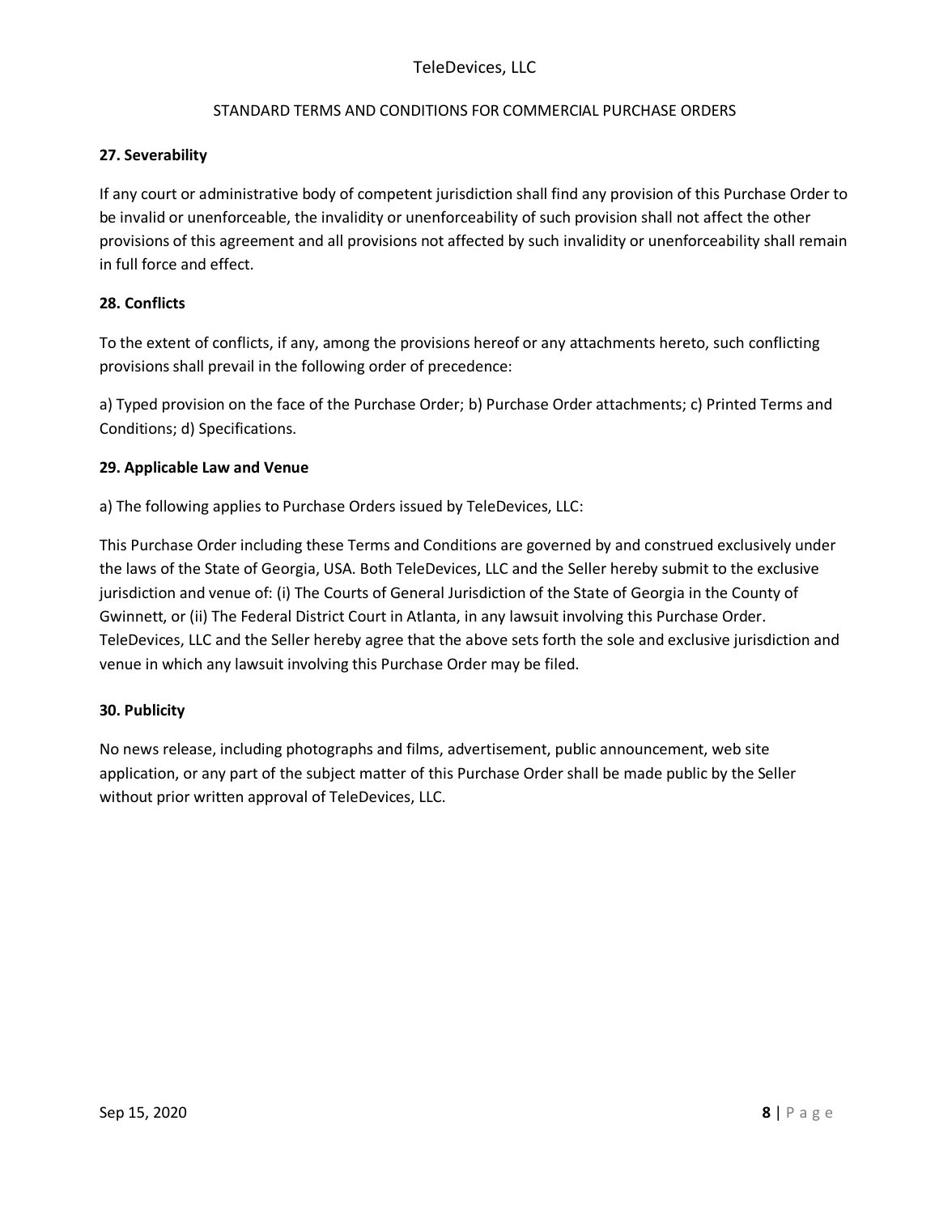**27. Severability**

If any court or administrative body of competent jurisdiction shall find any provision of this Purchase Order to be invalid or unenforceable, the invalidity or unenforceability of such provision shall not affect the other provisions of this agreement and all provisions not affected by such invalidity or unenforceability shall remain in full force and effect.

**28. Conflicts**

To the extent of conflicts, if any, among the provisions hereof or any attachments hereto, such conflicting provisions shall prevail in the following order of precedence:

a) Typed provision on the face of the Purchase Order; b) Purchase Order attachments; c) Printed Terms and Conditions; d) Specifications.

**29. Applicable Law and Venue**

a) The following applies to Purchase Orders issued by TeleDevices, LLC:

This Purchase Order including these Terms and Conditions are governed by and construed exclusively under the laws of the State of Georgia, USA. Both TeleDevices, LLC and the Seller hereby submit to the exclusive jurisdiction and venue of: (i) The Courts of General Jurisdiction of the State of Georgia in the County of Gwinnett, or (ii) The Federal District Court in Atlanta, in any lawsuit involving this Purchase Order. TeleDevices, LLC and the Seller hereby agree that the above sets forth the sole and exclusive jurisdiction and venue in which any lawsuit involving this Purchase Order may be filed.

**30. Publicity**

No news release, including photographs and films, advertisement, public announcement, web site application, or any part of the subject matter of this Purchase Order shall be made public by the Seller without prior written approval of TeleDevices, LLC.